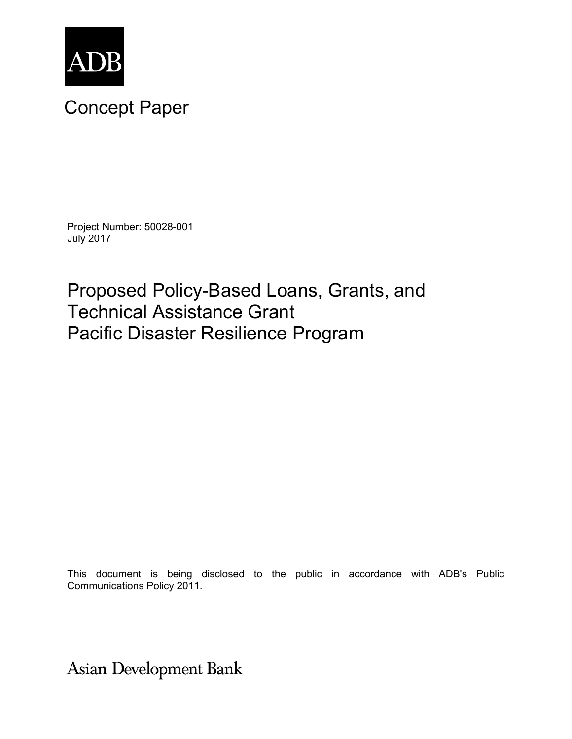ADB

# Concept Paper

Project Number: 50028-001
July 2017

## Proposed Policy-Based Loans, Grants, and Technical Assistance Grant
## Pacific Disaster Resilience Program

This document is being disclosed to the public in accordance with ADB's Public Communications Policy 2011.

Asian Development Bank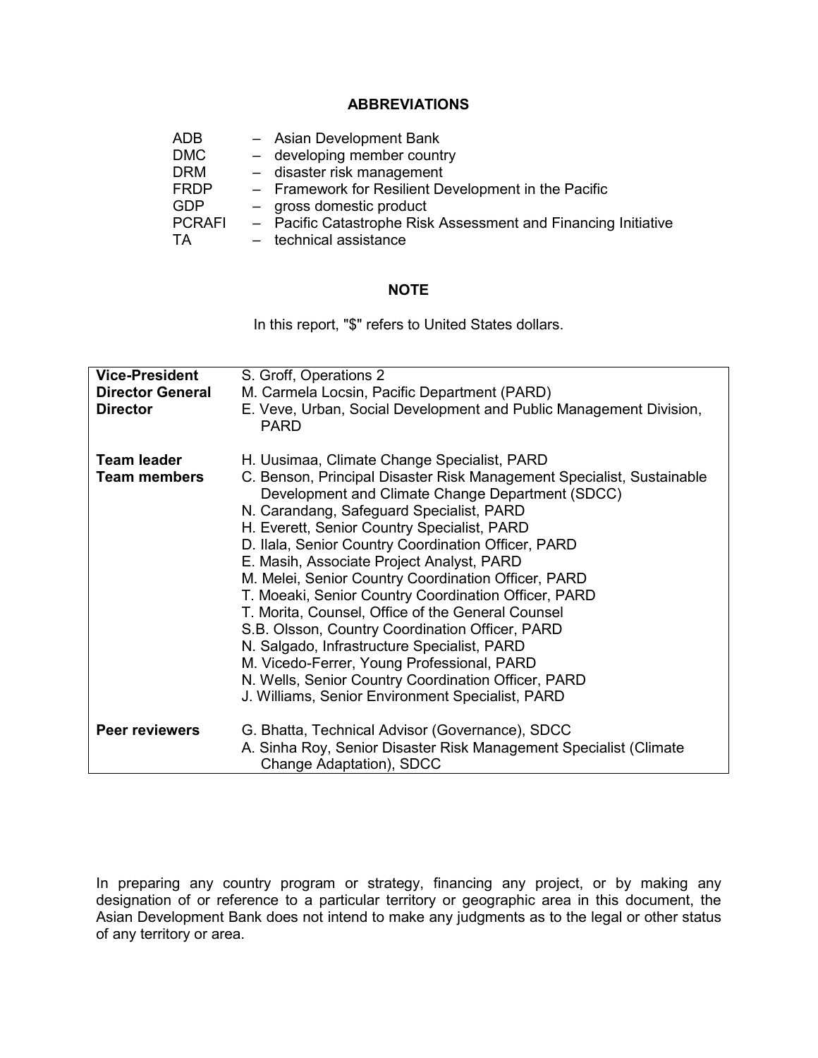## ABBREVIATIONS

| | |
|---|---|
| ADB | – Asian Development Bank |
| DMC | – developing member country |
| DRM | – disaster risk management |
| FRDP | – Framework for Resilient Development in the Pacific |
| GDP | – gross domestic product |
| PCRAFI | – Pacific Catastrophe Risk Assessment and Financing Initiative |
| TA | – technical assistance |

## NOTE

In this report, "$" refers to United States dollars.

| | |
|---|---|
| **Vice-President** | S. Groff, Operations 2 |
| **Director General** | M. Carmela Locsin, Pacific Department (PARD) |
| **Director** | E. Veve, Urban, Social Development and Public Management Division, PARD |
| | |
| **Team leader** | H. Uusimaa, Climate Change Specialist, PARD |
| **Team members** | C. Benson, Principal Disaster Risk Management Specialist, Sustainable Development and Climate Change Department (SDCC) |
| | N. Carandang, Safeguard Specialist, PARD |
| | H. Everett, Senior Country Specialist, PARD |
| | D. Ilala, Senior Country Coordination Officer, PARD |
| | E. Masih, Associate Project Analyst, PARD |
| | M. Melei, Senior Country Coordination Officer, PARD |
| | T. Moeaki, Senior Country Coordination Officer, PARD |
| | T. Morita, Counsel, Office of the General Counsel |
| | S.B. Olsson, Country Coordination Officer, PARD |
| | N. Salgado, Infrastructure Specialist, PARD |
| | M. Vicedo-Ferrer, Young Professional, PARD |
| | N. Wells, Senior Country Coordination Officer, PARD |
| | J. Williams, Senior Environment Specialist, PARD |
| | |
| **Peer reviewers** | G. Bhatta, Technical Advisor (Governance), SDCC |
| | A. Sinha Roy, Senior Disaster Risk Management Specialist (Climate Change Adaptation), SDCC |

In preparing any country program or strategy, financing any project, or by making any designation of or reference to a particular territory or geographic area in this document, the Asian Development Bank does not intend to make any judgments as to the legal or other status of any territory or area.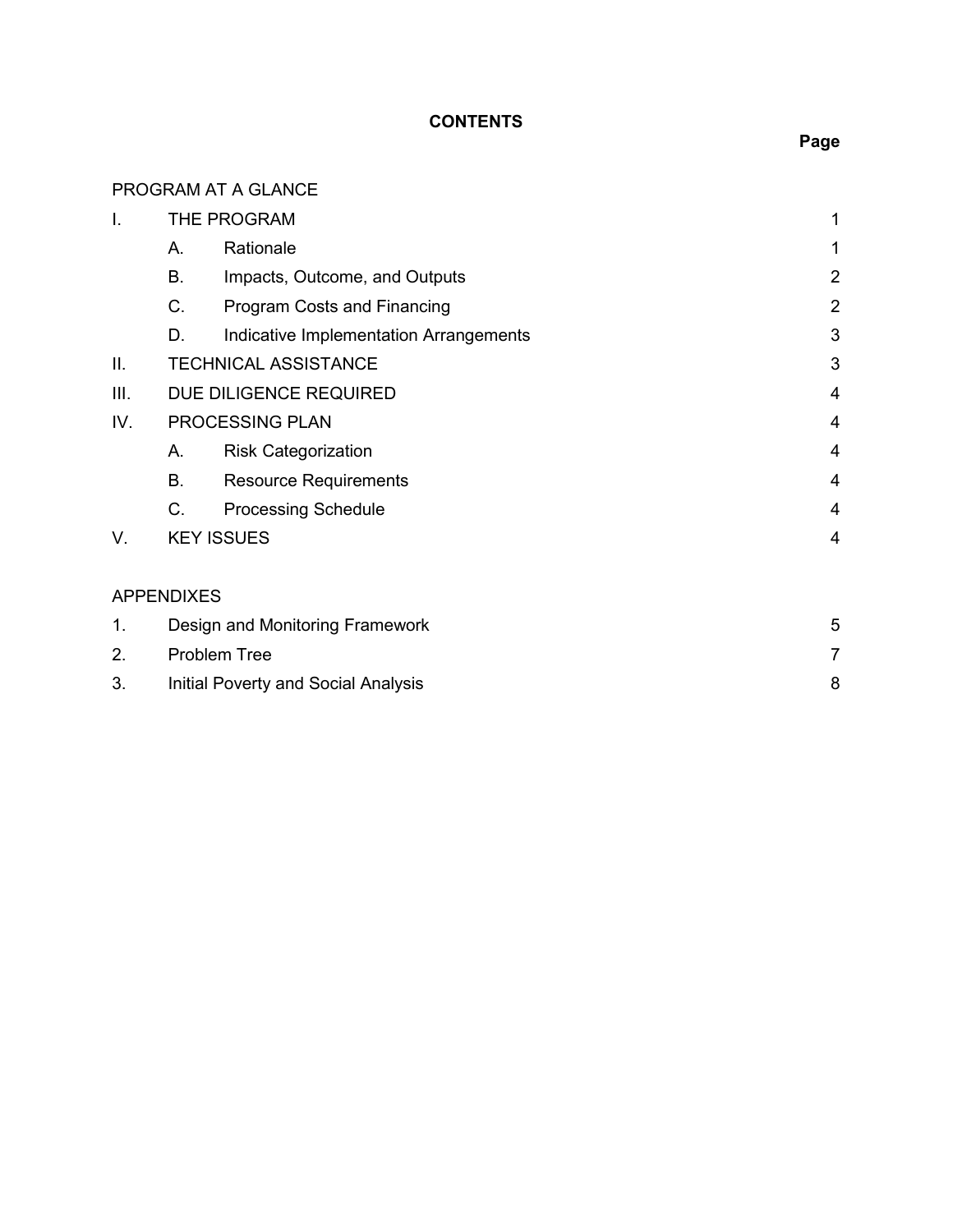## CONTENTS

| | | Page |
|---|---|---|
| PROGRAM AT A GLANCE | | |
| I. | THE PROGRAM | 1 |
| | A. Rationale | 1 |
| | B. Impacts, Outcome, and Outputs | 2 |
| | C. Program Costs and Financing | 2 |
| | D. Indicative Implementation Arrangements | 3 |
| II. | TECHNICAL ASSISTANCE | 3 |
| III. | DUE DILIGENCE REQUIRED | 4 |
| IV. | PROCESSING PLAN | 4 |
| | A. Risk Categorization | 4 |
| | B. Resource Requirements | 4 |
| | C. Processing Schedule | 4 |
| V. | KEY ISSUES | 4 |
| APPENDIXES | | |
| 1. | Design and Monitoring Framework | 5 |
| 2. | Problem Tree | 7 |
| 3. | Initial Poverty and Social Analysis | 8 |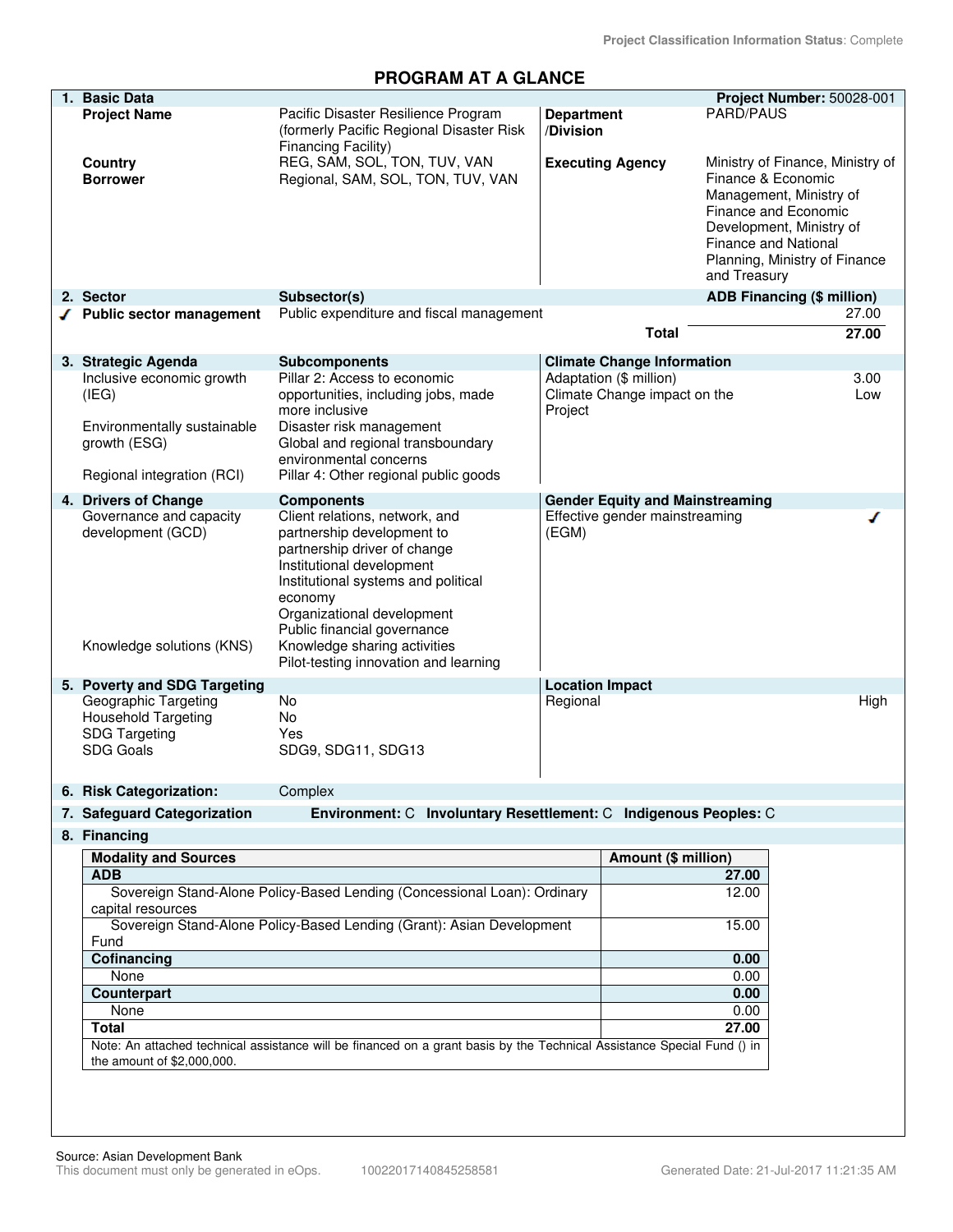Project Classification Information Status: Complete

# PROGRAM AT A GLANCE

| 1. Basic Data | | | Project Number: 50028-001 |
|---|---|---|---|
| Project Name | Pacific Disaster Resilience Program (formerly Pacific Regional Disaster Risk Financing Facility) | Department /Division | PARD/PAUS |
| Country | REG, SAM, SOL, TON, TUV, VAN | Executing Agency | Ministry of Finance, Ministry of Finance & Economic Management, Ministry of Finance and Economic Development, Ministry of Finance and National Planning, Ministry of Finance and Treasury |
| Borrower | Regional, SAM, SOL, TON, TUV, VAN | | |

| 2. Sector | Subsector(s) | | ADB Financing ($ million) |
|---|---|---|---|
| ✓ Public sector management | Public expenditure and fiscal management | | 27.00 |
| | | Total | 27.00 |

| 3. Strategic Agenda | Subcomponents | Climate Change Information | |
|---|---|---|---|
| Inclusive economic growth (IEG) | Pillar 2: Access to economic opportunities, including jobs, made more inclusive | Adaptation ($ million) | 3.00 |
| Environmentally sustainable growth (ESG) | Disaster risk management<br>Global and regional transboundary environmental concerns | Climate Change impact on the Project | Low |
| Regional integration (RCI) | Pillar 4: Other regional public goods | | |

| 4. Drivers of Change | Components | Gender Equity and Mainstreaming | |
|---|---|---|---|
| Governance and capacity development (GCD) | Client relations, network, and partnership development to partnership driver of change<br>Institutional development<br>Institutional systems and political economy<br>Organizational development<br>Public financial governance | Effective gender mainstreaming (EGM) | ✓ |
| Knowledge solutions (KNS) | Knowledge sharing activities<br>Pilot-testing innovation and learning | | |

| 5. Poverty and SDG Targeting | | Location Impact | |
|---|---|---|---|
| Geographic Targeting | No | Regional | High |
| Household Targeting | No | | |
| SDG Targeting | Yes | | |
| SDG Goals | SDG9, SDG11, SDG13 | | |

**6. Risk Categorization:** Complex

**7. Safeguard Categorization** Environment: C Involuntary Resettlement: C Indigenous Peoples: C

**8. Financing**

| Modality and Sources | Amount ($ million) |
|---|---|
| **ADB** | **27.00** |
| Sovereign Stand-Alone Policy-Based Lending (Concessional Loan): Ordinary capital resources | 12.00 |
| Sovereign Stand-Alone Policy-Based Lending (Grant): Asian Development Fund | 15.00 |
| **Cofinancing** | **0.00** |
| None | 0.00 |
| **Counterpart** | **0.00** |
| None | 0.00 |
| **Total** | **27.00** |

Note: An attached technical assistance will be financed on a grant basis by the Technical Assistance Special Fund () in the amount of $2,000,000.

Source: Asian Development Bank

This document must only be generated in eOps. 10022017140845258581 Generated Date: 21-Jul-2017 11:21:35 AM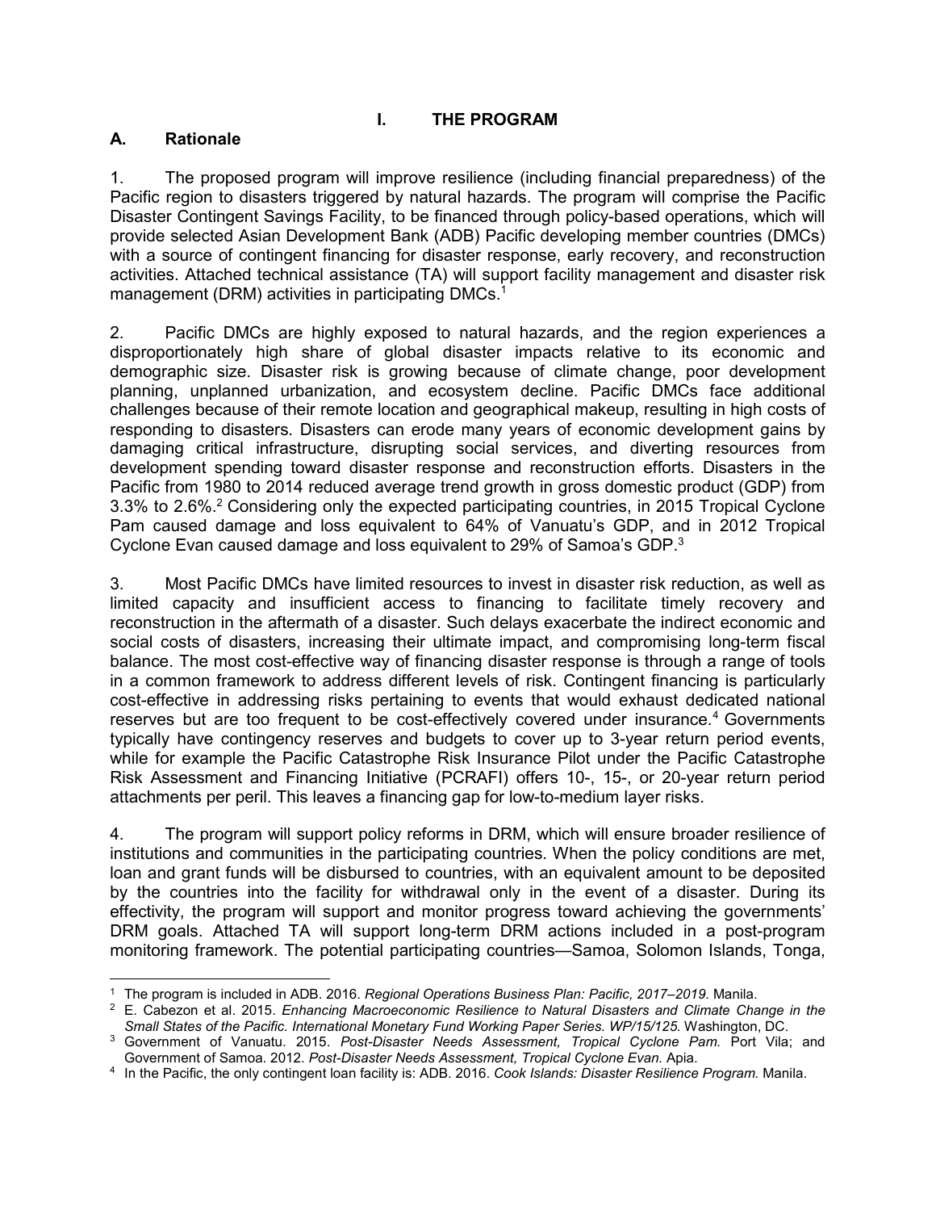# I. THE PROGRAM

## A. Rationale

1. The proposed program will improve resilience (including financial preparedness) of the Pacific region to disasters triggered by natural hazards. The program will comprise the Pacific Disaster Contingent Savings Facility, to be financed through policy-based operations, which will provide selected Asian Development Bank (ADB) Pacific developing member countries (DMCs) with a source of contingent financing for disaster response, early recovery, and reconstruction activities. Attached technical assistance (TA) will support facility management and disaster risk management (DRM) activities in participating DMCs.[1]

2. Pacific DMCs are highly exposed to natural hazards, and the region experiences a disproportionately high share of global disaster impacts relative to its economic and demographic size. Disaster risk is growing because of climate change, poor development planning, unplanned urbanization, and ecosystem decline. Pacific DMCs face additional challenges because of their remote location and geographical makeup, resulting in high costs of responding to disasters. Disasters can erode many years of economic development gains by damaging critical infrastructure, disrupting social services, and diverting resources from development spending toward disaster response and reconstruction efforts. Disasters in the Pacific from 1980 to 2014 reduced average trend growth in gross domestic product (GDP) from 3.3% to 2.6%.[2] Considering only the expected participating countries, in 2015 Tropical Cyclone Pam caused damage and loss equivalent to 64% of Vanuatu's GDP, and in 2012 Tropical Cyclone Evan caused damage and loss equivalent to 29% of Samoa's GDP.[3]

3. Most Pacific DMCs have limited resources to invest in disaster risk reduction, as well as limited capacity and insufficient access to financing to facilitate timely recovery and reconstruction in the aftermath of a disaster. Such delays exacerbate the indirect economic and social costs of disasters, increasing their ultimate impact, and compromising long-term fiscal balance. The most cost-effective way of financing disaster response is through a range of tools in a common framework to address different levels of risk. Contingent financing is particularly cost-effective in addressing risks pertaining to events that would exhaust dedicated national reserves but are too frequent to be cost-effectively covered under insurance.[4] Governments typically have contingency reserves and budgets to cover up to 3-year return period events, while for example the Pacific Catastrophe Risk Insurance Pilot under the Pacific Catastrophe Risk Assessment and Financing Initiative (PCRAFI) offers 10-, 15-, or 20-year return period attachments per peril. This leaves a financing gap for low-to-medium layer risks.

4. The program will support policy reforms in DRM, which will ensure broader resilience of institutions and communities in the participating countries. When the policy conditions are met, loan and grant funds will be disbursed to countries, with an equivalent amount to be deposited by the countries into the facility for withdrawal only in the event of a disaster. During its effectivity, the program will support and monitor progress toward achieving the governments' DRM goals. Attached TA will support long-term DRM actions included in a post-program monitoring framework. The potential participating countries—Samoa, Solomon Islands, Tonga,

---

[1] The program is included in ADB. 2016. *Regional Operations Business Plan: Pacific, 2017–2019.* Manila.

[2] E. Cabezon et al. 2015. *Enhancing Macroeconomic Resilience to Natural Disasters and Climate Change in the Small States of the Pacific. International Monetary Fund Working Paper Series. WP/15/125.* Washington, DC.

[3] Government of Vanuatu. 2015. *Post-Disaster Needs Assessment, Tropical Cyclone Pam.* Port Vila; and Government of Samoa. 2012. *Post-Disaster Needs Assessment, Tropical Cyclone Evan.* Apia.

[4] In the Pacific, the only contingent loan facility is: ADB. 2016. *Cook Islands: Disaster Resilience Program.* Manila.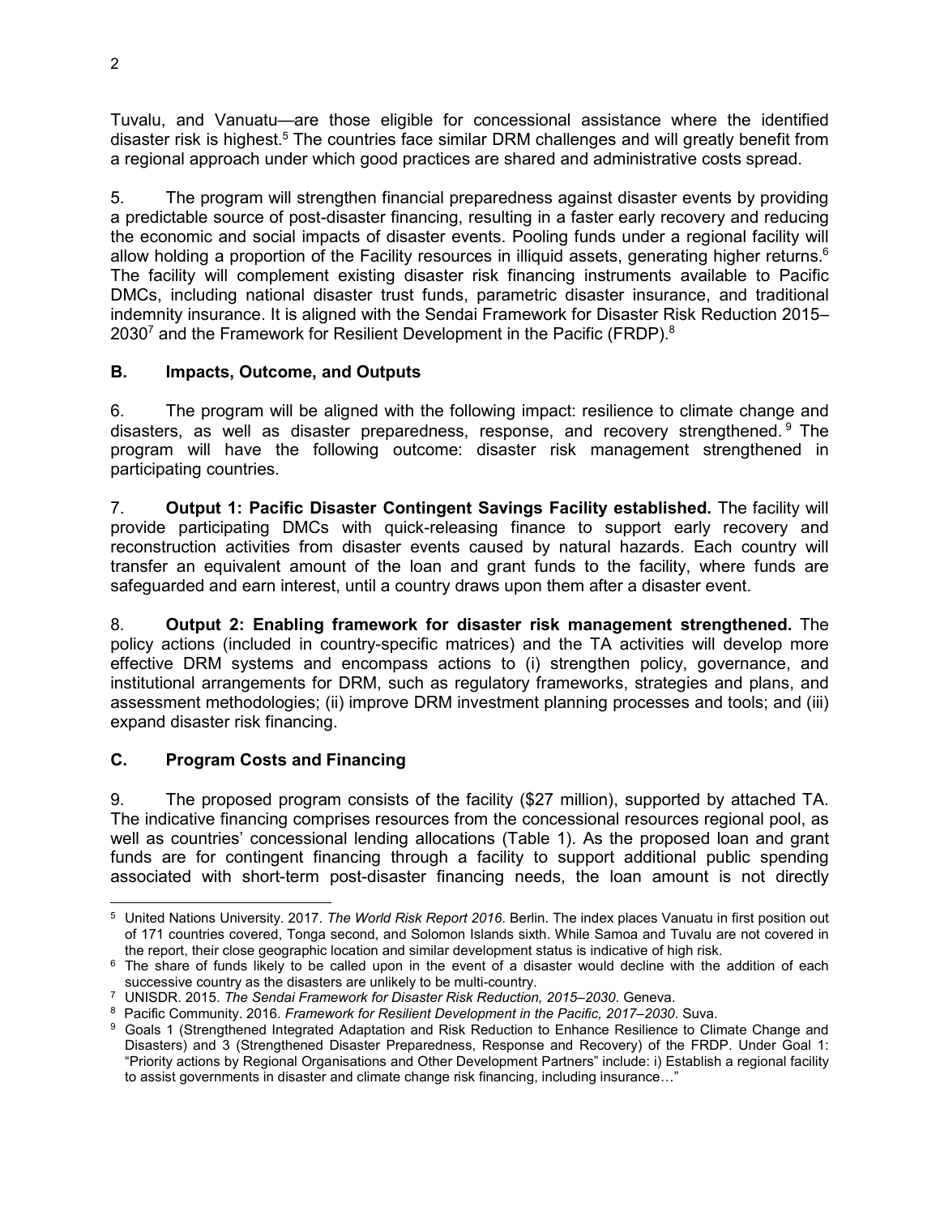Tuvalu, and Vanuatu—are those eligible for concessional assistance where the identified disaster risk is highest.[5] The countries face similar DRM challenges and will greatly benefit from a regional approach under which good practices are shared and administrative costs spread.

5. The program will strengthen financial preparedness against disaster events by providing a predictable source of post-disaster financing, resulting in a faster early recovery and reducing the economic and social impacts of disaster events. Pooling funds under a regional facility will allow holding a proportion of the Facility resources in illiquid assets, generating higher returns.[6] The facility will complement existing disaster risk financing instruments available to Pacific DMCs, including national disaster trust funds, parametric disaster insurance, and traditional indemnity insurance. It is aligned with the Sendai Framework for Disaster Risk Reduction 2015–2030[7] and the Framework for Resilient Development in the Pacific (FRDP).[8]

## B. Impacts, Outcome, and Outputs

6. The program will be aligned with the following impact: resilience to climate change and disasters, as well as disaster preparedness, response, and recovery strengthened.[9] The program will have the following outcome: disaster risk management strengthened in participating countries.

7. **Output 1: Pacific Disaster Contingent Savings Facility established.** The facility will provide participating DMCs with quick-releasing finance to support early recovery and reconstruction activities from disaster events caused by natural hazards. Each country will transfer an equivalent amount of the loan and grant funds to the facility, where funds are safeguarded and earn interest, until a country draws upon them after a disaster event.

8. **Output 2: Enabling framework for disaster risk management strengthened.** The policy actions (included in country-specific matrices) and the TA activities will develop more effective DRM systems and encompass actions to (i) strengthen policy, governance, and institutional arrangements for DRM, such as regulatory frameworks, strategies and plans, and assessment methodologies; (ii) improve DRM investment planning processes and tools; and (iii) expand disaster risk financing.

## C. Program Costs and Financing

9. The proposed program consists of the facility ($27 million), supported by attached TA. The indicative financing comprises resources from the concessional resources regional pool, as well as countries' concessional lending allocations (Table 1). As the proposed loan and grant funds are for contingent financing through a facility to support additional public spending associated with short-term post-disaster financing needs, the loan amount is not directly

---

[5] United Nations University. 2017. *The World Risk Report 2016*. Berlin. The index places Vanuatu in first position out of 171 countries covered, Tonga second, and Solomon Islands sixth. While Samoa and Tuvalu are not covered in the report, their close geographic location and similar development status is indicative of high risk.

[6] The share of funds likely to be called upon in the event of a disaster would decline with the addition of each successive country as the disasters are unlikely to be multi-country.

[7] UNISDR. 2015. *The Sendai Framework for Disaster Risk Reduction, 2015–2030*. Geneva.

[8] Pacific Community. 2016. *Framework for Resilient Development in the Pacific, 2017–2030*. Suva.

[9] Goals 1 (Strengthened Integrated Adaptation and Risk Reduction to Enhance Resilience to Climate Change and Disasters) and 3 (Strengthened Disaster Preparedness, Response and Recovery) of the FRDP. Under Goal 1: "Priority actions by Regional Organisations and Other Development Partners" include: i) Establish a regional facility to assist governments in disaster and climate change risk financing, including insurance…"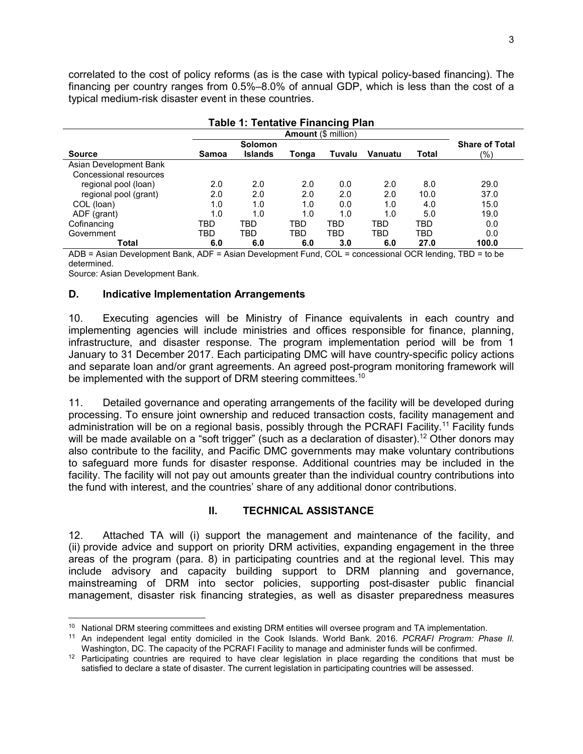correlated to the cost of policy reforms (as is the case with typical policy-based financing). The financing per country ranges from 0.5%–8.0% of annual GDP, which is less than the cost of a typical medium-risk disaster event in these countries.

**Table 1: Tentative Financing Plan**

| | **Amount** ($ million) | | | | | | |
|---|---|---|---|---|---|---|---|
| **Source** | **Samoa** | **Solomon Islands** | **Tonga** | **Tuvalu** | **Vanuatu** | **Total** | **Share of Total (%)** |
| Asian Development Bank | | | | | | | |
| Concessional resources | | | | | | | |
| regional pool (loan) | 2.0 | 2.0 | 2.0 | 0.0 | 2.0 | 8.0 | 29.0 |
| regional pool (grant) | 2.0 | 2.0 | 2.0 | 2.0 | 2.0 | 10.0 | 37.0 |
| COL (loan) | 1.0 | 1.0 | 1.0 | 0.0 | 1.0 | 4.0 | 15.0 |
| ADF (grant) | 1.0 | 1.0 | 1.0 | 1.0 | 1.0 | 5.0 | 19.0 |
| Cofinancing | TBD | TBD | TBD | TBD | TBD | TBD | 0.0 |
| Government | TBD | TBD | TBD | TBD | TBD | TBD | 0.0 |
| **Total** | **6.0** | **6.0** | **6.0** | **3.0** | **6.0** | **27.0** | **100.0** |

ADB = Asian Development Bank, ADF = Asian Development Fund, COL = concessional OCR lending, TBD = to be determined.

Source: Asian Development Bank.

### D. Indicative Implementation Arrangements

10. Executing agencies will be Ministry of Finance equivalents in each country and implementing agencies will include ministries and offices responsible for finance, planning, infrastructure, and disaster response. The program implementation period will be from 1 January to 31 December 2017. Each participating DMC will have country-specific policy actions and separate loan and/or grant agreements. An agreed post-program monitoring framework will be implemented with the support of DRM steering committees.[10]

11. Detailed governance and operating arrangements of the facility will be developed during processing. To ensure joint ownership and reduced transaction costs, facility management and administration will be on a regional basis, possibly through the PCRAFI Facility.[11] Facility funds will be made available on a "soft trigger" (such as a declaration of disaster).[12] Other donors may also contribute to the facility, and Pacific DMC governments may make voluntary contributions to safeguard more funds for disaster response. Additional countries may be included in the facility. The facility will not pay out amounts greater than the individual country contributions into the fund with interest, and the countries' share of any additional donor contributions.

## II. TECHNICAL ASSISTANCE

12. Attached TA will (i) support the management and maintenance of the facility, and (ii) provide advice and support on priority DRM activities, expanding engagement in the three areas of the program (para. 8) in participating countries and at the regional level. This may include advisory and capacity building support to DRM planning and governance, mainstreaming of DRM into sector policies, supporting post-disaster public financial management, disaster risk financing strategies, as well as disaster preparedness measures

---

[10] National DRM steering committees and existing DRM entities will oversee program and TA implementation.

[11] An independent legal entity domiciled in the Cook Islands. World Bank. 2016. *PCRAFI Program: Phase II.* Washington, DC. The capacity of the PCRAFI Facility to manage and administer funds will be confirmed.

[12] Participating countries are required to have clear legislation in place regarding the conditions that must be satisfied to declare a state of disaster. The current legislation in participating countries will be assessed.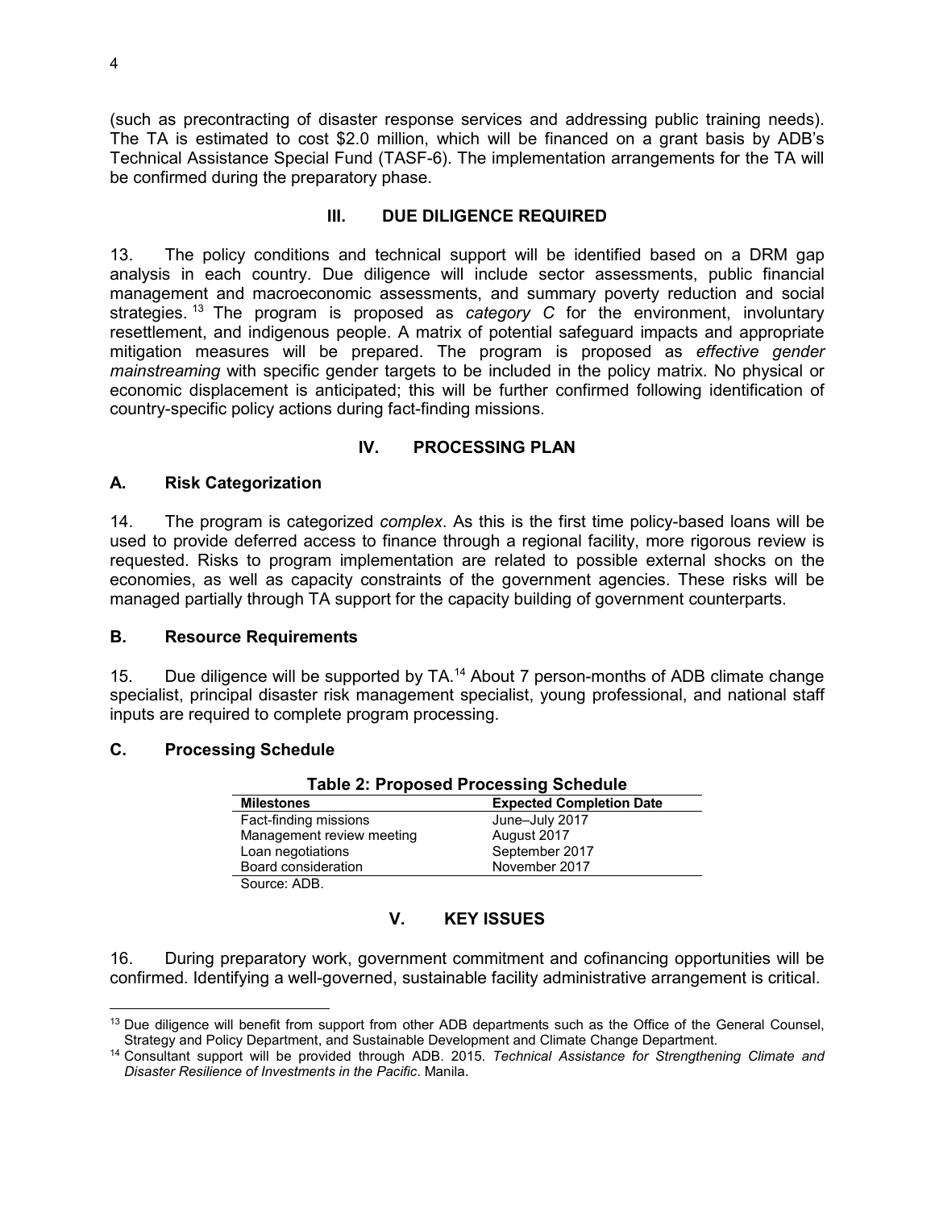(such as precontracting of disaster response services and addressing public training needs). The TA is estimated to cost $2.0 million, which will be financed on a grant basis by ADB's Technical Assistance Special Fund (TASF-6). The implementation arrangements for the TA will be confirmed during the preparatory phase.

## III. DUE DILIGENCE REQUIRED

13. The policy conditions and technical support will be identified based on a DRM gap analysis in each country. Due diligence will include sector assessments, public financial management and macroeconomic assessments, and summary poverty reduction and social strategies.[13] The program is proposed as *category C* for the environment, involuntary resettlement, and indigenous people. A matrix of potential safeguard impacts and appropriate mitigation measures will be prepared. The program is proposed as *effective gender mainstreaming* with specific gender targets to be included in the policy matrix. No physical or economic displacement is anticipated; this will be further confirmed following identification of country-specific policy actions during fact-finding missions.

## IV. PROCESSING PLAN

### A. Risk Categorization

14. The program is categorized *complex*. As this is the first time policy-based loans will be used to provide deferred access to finance through a regional facility, more rigorous review is requested. Risks to program implementation are related to possible external shocks on the economies, as well as capacity constraints of the government agencies. These risks will be managed partially through TA support for the capacity building of government counterparts.

### B. Resource Requirements

15. Due diligence will be supported by TA.[14] About 7 person-months of ADB climate change specialist, principal disaster risk management specialist, young professional, and national staff inputs are required to complete program processing.

### C. Processing Schedule

**Table 2: Proposed Processing Schedule**

| Milestones | Expected Completion Date |
| --- | --- |
| Fact-finding missions | June–July 2017 |
| Management review meeting | August 2017 |
| Loan negotiations | September 2017 |
| Board consideration | November 2017 |

Source: ADB.

## V. KEY ISSUES

16. During preparatory work, government commitment and cofinancing opportunities will be confirmed. Identifying a well-governed, sustainable facility administrative arrangement is critical.

[13] Due diligence will benefit from support from other ADB departments such as the Office of the General Counsel, Strategy and Policy Department, and Sustainable Development and Climate Change Department.

[14] Consultant support will be provided through ADB. 2015. *Technical Assistance for Strengthening Climate and Disaster Resilience of Investments in the Pacific*. Manila.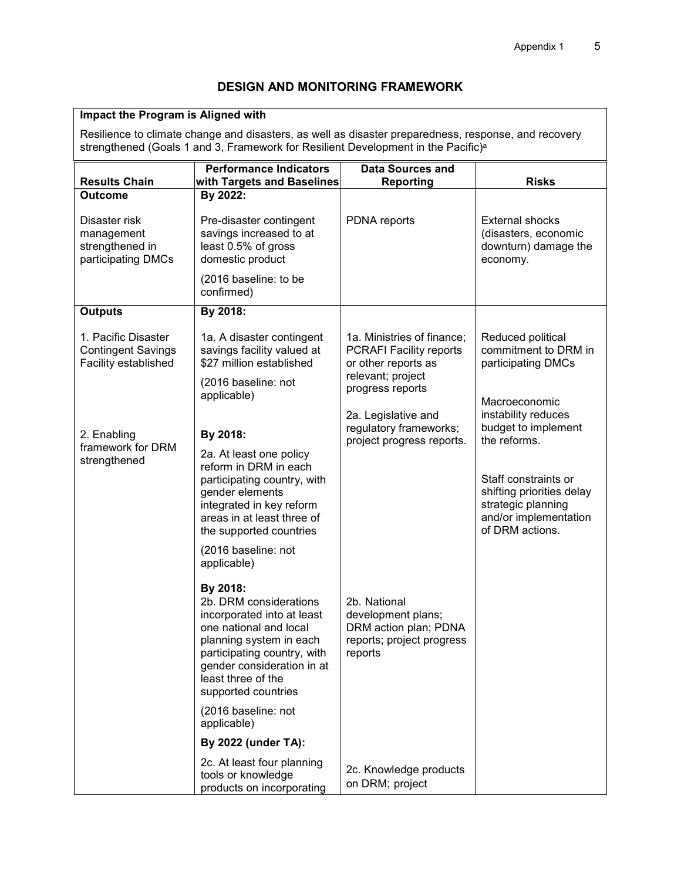## DESIGN AND MONITORING FRAMEWORK

**Impact the Program is Aligned with**

Resilience to climate change and disasters, as well as disaster preparedness, response, and recovery strengthened (Goals 1 and 3, Framework for Resilient Development in the Pacific)[a]

| Results Chain | Performance Indicators with Targets and Baselines | Data Sources and Reporting | Risks |
|---|---|---|---|
| **Outcome** | **By 2022:** | | |
| Disaster risk management strengthened in participating DMCs | Pre-disaster contingent savings increased to at least 0.5% of gross domestic product<br><br>(2016 baseline: to be confirmed) | PDNA reports | External shocks (disasters, economic downturn) damage the economy. |
| **Outputs** | **By 2018:** | | |
| 1. Pacific Disaster Contingent Savings Facility established | 1a. A disaster contingent savings facility valued at $27 million established<br><br>(2016 baseline: not applicable) | 1a. Ministries of finance; PCRAFI Facility reports or other reports as relevant; project progress reports | Reduced political commitment to DRM in participating DMCs |
| 2. Enabling framework for DRM strengthened | **By 2018:**<br>2a. At least one policy reform in DRM in each participating country, with gender elements integrated in key reform areas in at least three of the supported countries<br><br>(2016 baseline: not applicable) | 2a. Legislative and regulatory frameworks; project progress reports. | Macroeconomic instability reduces budget to implement the reforms.<br><br>Staff constraints or shifting priorities delay strategic planning and/or implementation of DRM actions. |
| | **By 2018:**<br>2b. DRM considerations incorporated into at least one national and local planning system in each participating country, with gender consideration in at least three of the supported countries<br><br>(2016 baseline: not applicable) | 2b. National development plans; DRM action plan; PDNA reports; project progress reports | |
| | **By 2022 (under TA):**<br><br>2c. At least four planning tools or knowledge products on incorporating | 2c. Knowledge products on DRM; project | |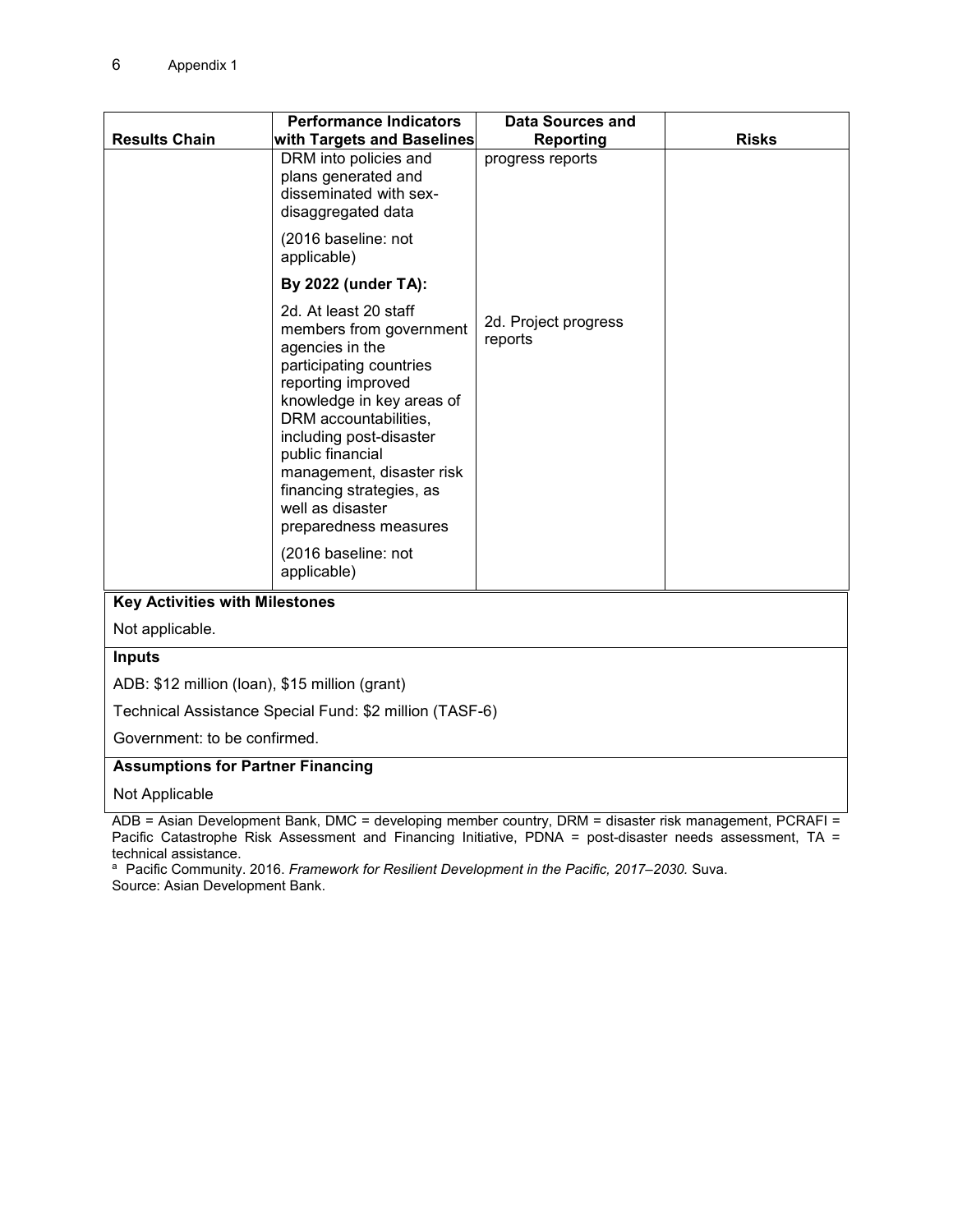| Results Chain | Performance Indicators with Targets and Baselines | Data Sources and Reporting | Risks |
|---|---|---|---|
| | DRM into policies and plans generated and disseminated with sex-disaggregated data<br><br>(2016 baseline: not applicable) | progress reports | |
| | **By 2022 (under TA):**<br><br>2d. At least 20 staff members from government agencies in the participating countries reporting improved knowledge in key areas of DRM accountabilities, including post-disaster public financial management, disaster risk financing strategies, as well as disaster preparedness measures<br><br>(2016 baseline: not applicable) | 2d. Project progress reports | |

**Key Activities with Milestones**

Not applicable.

**Inputs**

ADB: $12 million (loan), $15 million (grant)

Technical Assistance Special Fund: $2 million (TASF-6)

Government: to be confirmed.

**Assumptions for Partner Financing**

Not Applicable

ADB = Asian Development Bank, DMC = developing member country, DRM = disaster risk management, PCRAFI = Pacific Catastrophe Risk Assessment and Financing Initiative, PDNA = post-disaster needs assessment, TA = technical assistance.

[a] Pacific Community. 2016. *Framework for Resilient Development in the Pacific, 2017–2030.* Suva.

Source: Asian Development Bank.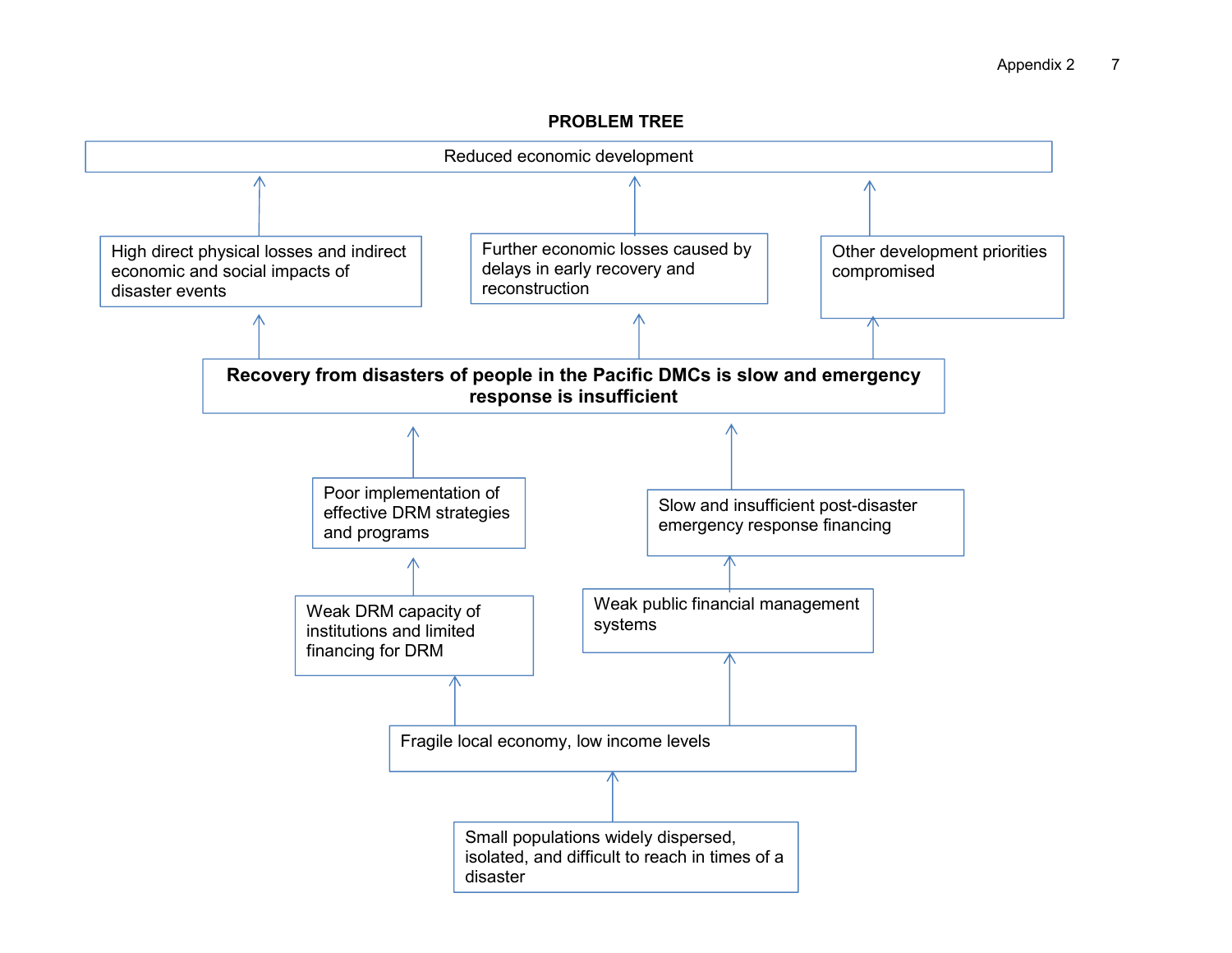**PROBLEM TREE**

Reduced economic development

High direct physical losses and indirect economic and social impacts of disaster events

Further economic losses caused by delays in early recovery and reconstruction

Other development priorities compromised

**Recovery from disasters of people in the Pacific DMCs is slow and emergency response is insufficient**

Poor implementation of effective DRM strategies and programs

Slow and insufficient post-disaster emergency response financing

Weak DRM capacity of institutions and limited financing for DRM

Weak public financial management systems

Fragile local economy, low income levels

Small populations widely dispersed, isolated, and difficult to reach in times of a disaster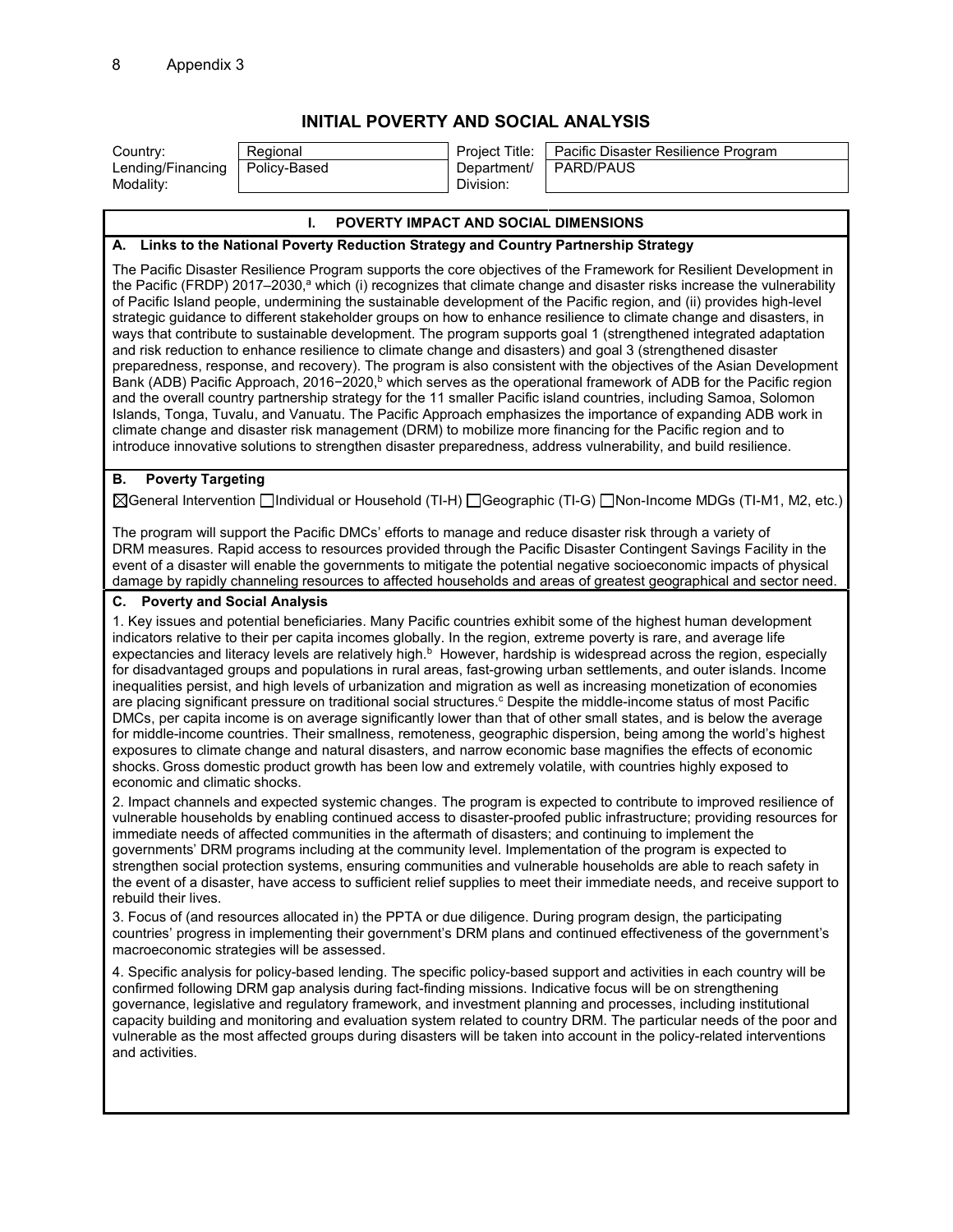# INITIAL POVERTY AND SOCIAL ANALYSIS

| | | | |
|---|---|---|---|
| Country: | Regional | Project Title: | Pacific Disaster Resilience Program |
| Lending/Financing Modality: | Policy-Based | Department/ Division: | PARD/PAUS |

## I. POVERTY IMPACT AND SOCIAL DIMENSIONS

### A. Links to the National Poverty Reduction Strategy and Country Partnership Strategy

The Pacific Disaster Resilience Program supports the core objectives of the Framework for Resilient Development in the Pacific (FRDP) 2017–2030,[a] which (i) recognizes that climate change and disaster risks increase the vulnerability of Pacific Island people, undermining the sustainable development of the Pacific region, and (ii) provides high-level strategic guidance to different stakeholder groups on how to enhance resilience to climate change and disasters, in ways that contribute to sustainable development. The program supports goal 1 (strengthened integrated adaptation and risk reduction to enhance resilience to climate change and disasters) and goal 3 (strengthened disaster preparedness, response, and recovery). The program is also consistent with the objectives of the Asian Development Bank (ADB) Pacific Approach, 2016−2020,[b] which serves as the operational framework of ADB for the Pacific region and the overall country partnership strategy for the 11 smaller Pacific island countries, including Samoa, Solomon Islands, Tonga, Tuvalu, and Vanuatu. The Pacific Approach emphasizes the importance of expanding ADB work in climate change and disaster risk management (DRM) to mobilize more financing for the Pacific region and to introduce innovative solutions to strengthen disaster preparedness, address vulnerability, and build resilience.

### B. Poverty Targeting

☒General Intervention ☐Individual or Household (TI-H) ☐Geographic (TI-G) ☐Non-Income MDGs (TI-M1, M2, etc.)

The program will support the Pacific DMCs' efforts to manage and reduce disaster risk through a variety of DRM measures. Rapid access to resources provided through the Pacific Disaster Contingent Savings Facility in the event of a disaster will enable the governments to mitigate the potential negative socioeconomic impacts of physical damage by rapidly channeling resources to affected households and areas of greatest geographical and sector need.

### C. Poverty and Social Analysis

1. Key issues and potential beneficiaries. Many Pacific countries exhibit some of the highest human development indicators relative to their per capita incomes globally. In the region, extreme poverty is rare, and average life expectancies and literacy levels are relatively high.[b] However, hardship is widespread across the region, especially for disadvantaged groups and populations in rural areas, fast-growing urban settlements, and outer islands. Income inequalities persist, and high levels of urbanization and migration as well as increasing monetization of economies are placing significant pressure on traditional social structures.[c] Despite the middle-income status of most Pacific DMCs, per capita income is on average significantly lower than that of other small states, and is below the average for middle-income countries. Their smallness, remoteness, geographic dispersion, being among the world's highest exposures to climate change and natural disasters, and narrow economic base magnifies the effects of economic shocks. Gross domestic product growth has been low and extremely volatile, with countries highly exposed to economic and climatic shocks.

2. Impact channels and expected systemic changes. The program is expected to contribute to improved resilience of vulnerable households by enabling continued access to disaster-proofed public infrastructure; providing resources for immediate needs of affected communities in the aftermath of disasters; and continuing to implement the governments' DRM programs including at the community level. Implementation of the program is expected to strengthen social protection systems, ensuring communities and vulnerable households are able to reach safety in the event of a disaster, have access to sufficient relief supplies to meet their immediate needs, and receive support to rebuild their lives.

3. Focus of (and resources allocated in) the PPTA or due diligence. During program design, the participating countries' progress in implementing their government's DRM plans and continued effectiveness of the government's macroeconomic strategies will be assessed.

4. Specific analysis for policy-based lending. The specific policy-based support and activities in each country will be confirmed following DRM gap analysis during fact-finding missions. Indicative focus will be on strengthening governance, legislative and regulatory framework, and investment planning and processes, including institutional capacity building and monitoring and evaluation system related to country DRM. The particular needs of the poor and vulnerable as the most affected groups during disasters will be taken into account in the policy-related interventions and activities.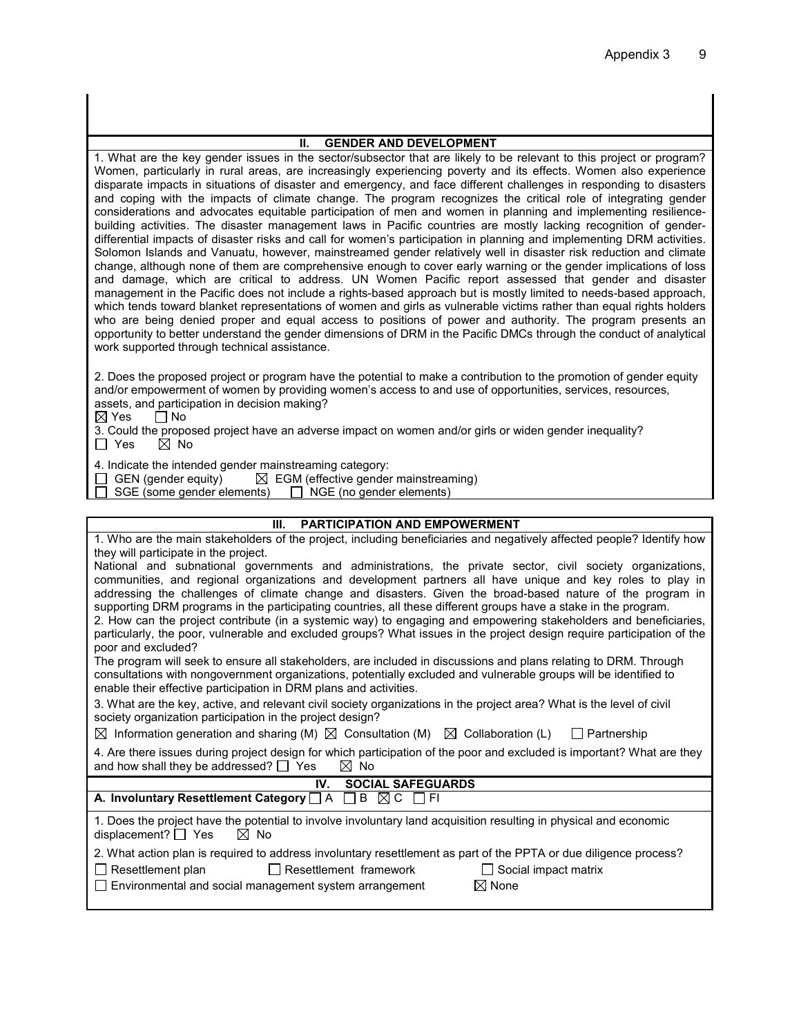## II. GENDER AND DEVELOPMENT

1. What are the key gender issues in the sector/subsector that are likely to be relevant to this project or program?
Women, particularly in rural areas, are increasingly experiencing poverty and its effects. Women also experience disparate impacts in situations of disaster and emergency, and face different challenges in responding to disasters and coping with the impacts of climate change. The program recognizes the critical role of integrating gender considerations and advocates equitable participation of men and women in planning and implementing resilience-building activities. The disaster management laws in Pacific countries are mostly lacking recognition of gender-differential impacts of disaster risks and call for women's participation in planning and implementing DRM activities. Solomon Islands and Vanuatu, however, mainstreamed gender relatively well in disaster risk reduction and climate change, although none of them are comprehensive enough to cover early warning or the gender implications of loss and damage, which are critical to address. UN Women Pacific report assessed that gender and disaster management in the Pacific does not include a rights-based approach but is mostly limited to needs-based approach, which tends toward blanket representations of women and girls as vulnerable victims rather than equal rights holders who are being denied proper and equal access to positions of power and authority. The program presents an opportunity to better understand the gender dimensions of DRM in the Pacific DMCs through the conduct of analytical work supported through technical assistance.

2. Does the proposed project or program have the potential to make a contribution to the promotion of gender equity and/or empowerment of women by providing women's access to and use of opportunities, services, resources, assets, and participation in decision making?
☒ Yes ☐ No

3. Could the proposed project have an adverse impact on women and/or girls or widen gender inequality?
☐ Yes ☒ No

4. Indicate the intended gender mainstreaming category:
☐ GEN (gender equity) ☒ EGM (effective gender mainstreaming)
☐ SGE (some gender elements) ☐ NGE (no gender elements)

## III. PARTICIPATION AND EMPOWERMENT

1. Who are the main stakeholders of the project, including beneficiaries and negatively affected people? Identify how they will participate in the project.
National and subnational governments and administrations, the private sector, civil society organizations, communities, and regional organizations and development partners all have unique and key roles to play in addressing the challenges of climate change and disasters. Given the broad-based nature of the program in supporting DRM programs in the participating countries, all these different groups have a stake in the program.

2. How can the project contribute (in a systemic way) to engaging and empowering stakeholders and beneficiaries, particularly, the poor, vulnerable and excluded groups? What issues in the project design require participation of the poor and excluded?
The program will seek to ensure all stakeholders, are included in discussions and plans relating to DRM. Through consultations with nongovernment organizations, potentially excluded and vulnerable groups will be identified to enable their effective participation in DRM plans and activities.

3. What are the key, active, and relevant civil society organizations in the project area? What is the level of civil society organization participation in the project design?
☒ Information generation and sharing (M) ☒ Consultation (M) ☒ Collaboration (L) ☐ Partnership

4. Are there issues during project design for which participation of the poor and excluded is important? What are they and how shall they be addressed? ☐ Yes ☒ No

## IV. SOCIAL SAFEGUARDS

**A. Involuntary Resettlement Category** ☐ A ☐ B ☒ C ☐ FI

1. Does the project have the potential to involve involuntary land acquisition resulting in physical and economic displacement? ☐ Yes ☒ No

2. What action plan is required to address involuntary resettlement as part of the PPTA or due diligence process?
☐ Resettlement plan ☐ Resettlement framework ☐ Social impact matrix
☐ Environmental and social management system arrangement ☒ None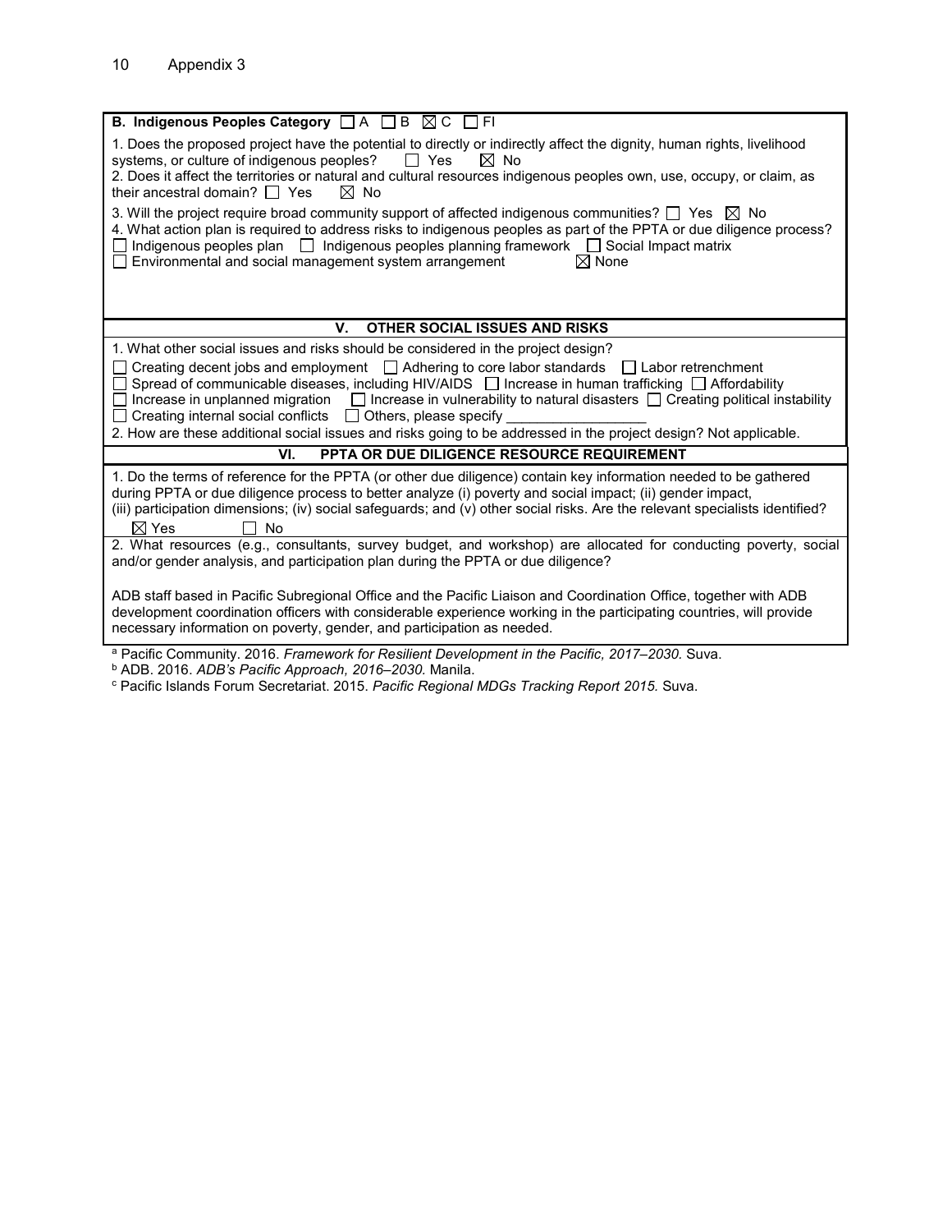**B. Indigenous Peoples Category** ☐ A ☐ B ☒ C ☐ FI

1. Does the proposed project have the potential to directly or indirectly affect the dignity, human rights, livelihood systems, or culture of indigenous peoples? ☐ Yes ☒ No
2. Does it affect the territories or natural and cultural resources indigenous peoples own, use, occupy, or claim, as their ancestral domain? ☐ Yes ☒ No
3. Will the project require broad community support of affected indigenous communities? ☐ Yes ☒ No
4. What action plan is required to address risks to indigenous peoples as part of the PPTA or due diligence process?
☐ Indigenous peoples plan ☐ Indigenous peoples planning framework ☐ Social Impact matrix
☐ Environmental and social management system arrangement ☒ None

## V. OTHER SOCIAL ISSUES AND RISKS

1. What other social issues and risks should be considered in the project design?
☐ Creating decent jobs and employment ☐ Adhering to core labor standards ☐ Labor retrenchment
☐ Spread of communicable diseases, including HIV/AIDS ☐ Increase in human trafficking ☐ Affordability
☐ Increase in unplanned migration ☐ Increase in vulnerability to natural disasters ☐ Creating political instability
☐ Creating internal social conflicts ☐ Others, please specify \_\_\_\_\_\_\_\_\_\_\_\_\_\_\_\_\_
2. How are these additional social issues and risks going to be addressed in the project design? Not applicable.

## VI. PPTA OR DUE DILIGENCE RESOURCE REQUIREMENT

1. Do the terms of reference for the PPTA (or other due diligence) contain key information needed to be gathered during PPTA or due diligence process to better analyze (i) poverty and social impact; (ii) gender impact, (iii) participation dimensions; (iv) social safeguards; and (v) other social risks. Are the relevant specialists identified?
☒ Yes ☐ No
2. What resources (e.g., consultants, survey budget, and workshop) are allocated for conducting poverty, social and/or gender analysis, and participation plan during the PPTA or due diligence?

ADB staff based in Pacific Subregional Office and the Pacific Liaison and Coordination Office, together with ADB development coordination officers with considerable experience working in the participating countries, will provide necessary information on poverty, gender, and participation as needed.

[a] Pacific Community. 2016. *Framework for Resilient Development in the Pacific, 2017–2030.* Suva.
[b] ADB. 2016. *ADB's Pacific Approach, 2016–2030.* Manila.
[c] Pacific Islands Forum Secretariat. 2015. *Pacific Regional MDGs Tracking Report 2015.* Suva.